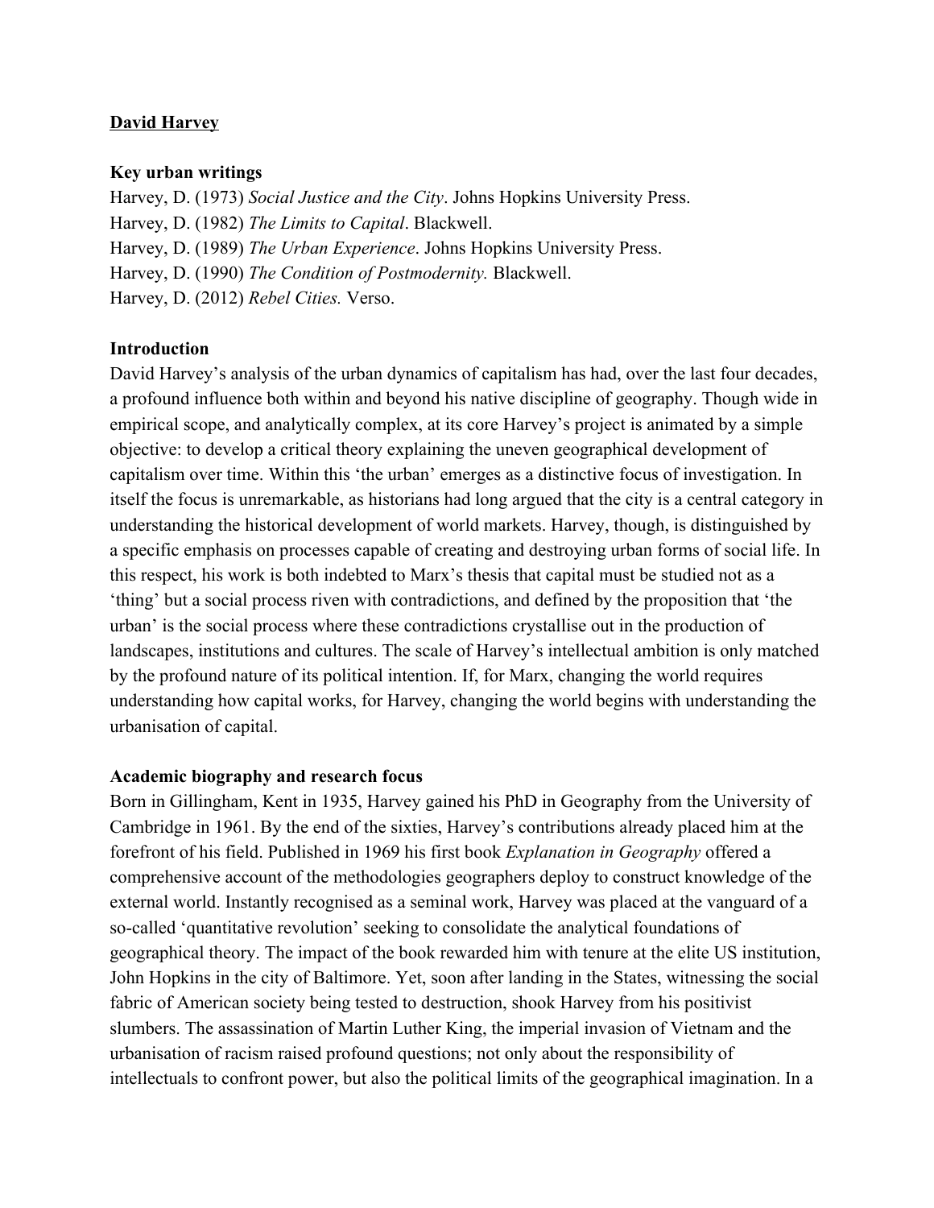# David Harvey

### Key urban writings

Harvey, D. (1973) *Social Justice and the City*. Johns Hopkins University Press.
Harvey, D. (1982) *The Limits to Capital*. Blackwell.
Harvey, D. (1989) *The Urban Experience*. Johns Hopkins University Press.
Harvey, D. (1990) *The Condition of Postmodernity.* Blackwell.
Harvey, D. (2012) *Rebel Cities.* Verso.

### Introduction

David Harvey's analysis of the urban dynamics of capitalism has had, over the last four decades, a profound influence both within and beyond his native discipline of geography. Though wide in empirical scope, and analytically complex, at its core Harvey's project is animated by a simple objective: to develop a critical theory explaining the uneven geographical development of capitalism over time. Within this 'the urban' emerges as a distinctive focus of investigation. In itself the focus is unremarkable, as historians had long argued that the city is a central category in understanding the historical development of world markets. Harvey, though, is distinguished by a specific emphasis on processes capable of creating and destroying urban forms of social life. In this respect, his work is both indebted to Marx's thesis that capital must be studied not as a 'thing' but a social process riven with contradictions, and defined by the proposition that 'the urban' is the social process where these contradictions crystallise out in the production of landscapes, institutions and cultures. The scale of Harvey's intellectual ambition is only matched by the profound nature of its political intention. If, for Marx, changing the world requires understanding how capital works, for Harvey, changing the world begins with understanding the urbanisation of capital.

### Academic biography and research focus

Born in Gillingham, Kent in 1935, Harvey gained his PhD in Geography from the University of Cambridge in 1961. By the end of the sixties, Harvey's contributions already placed him at the forefront of his field. Published in 1969 his first book *Explanation in Geography* offered a comprehensive account of the methodologies geographers deploy to construct knowledge of the external world. Instantly recognised as a seminal work, Harvey was placed at the vanguard of a so-called 'quantitative revolution' seeking to consolidate the analytical foundations of geographical theory. The impact of the book rewarded him with tenure at the elite US institution, John Hopkins in the city of Baltimore. Yet, soon after landing in the States, witnessing the social fabric of American society being tested to destruction, shook Harvey from his positivist slumbers. The assassination of Martin Luther King, the imperial invasion of Vietnam and the urbanisation of racism raised profound questions; not only about the responsibility of intellectuals to confront power, but also the political limits of the geographical imagination. In a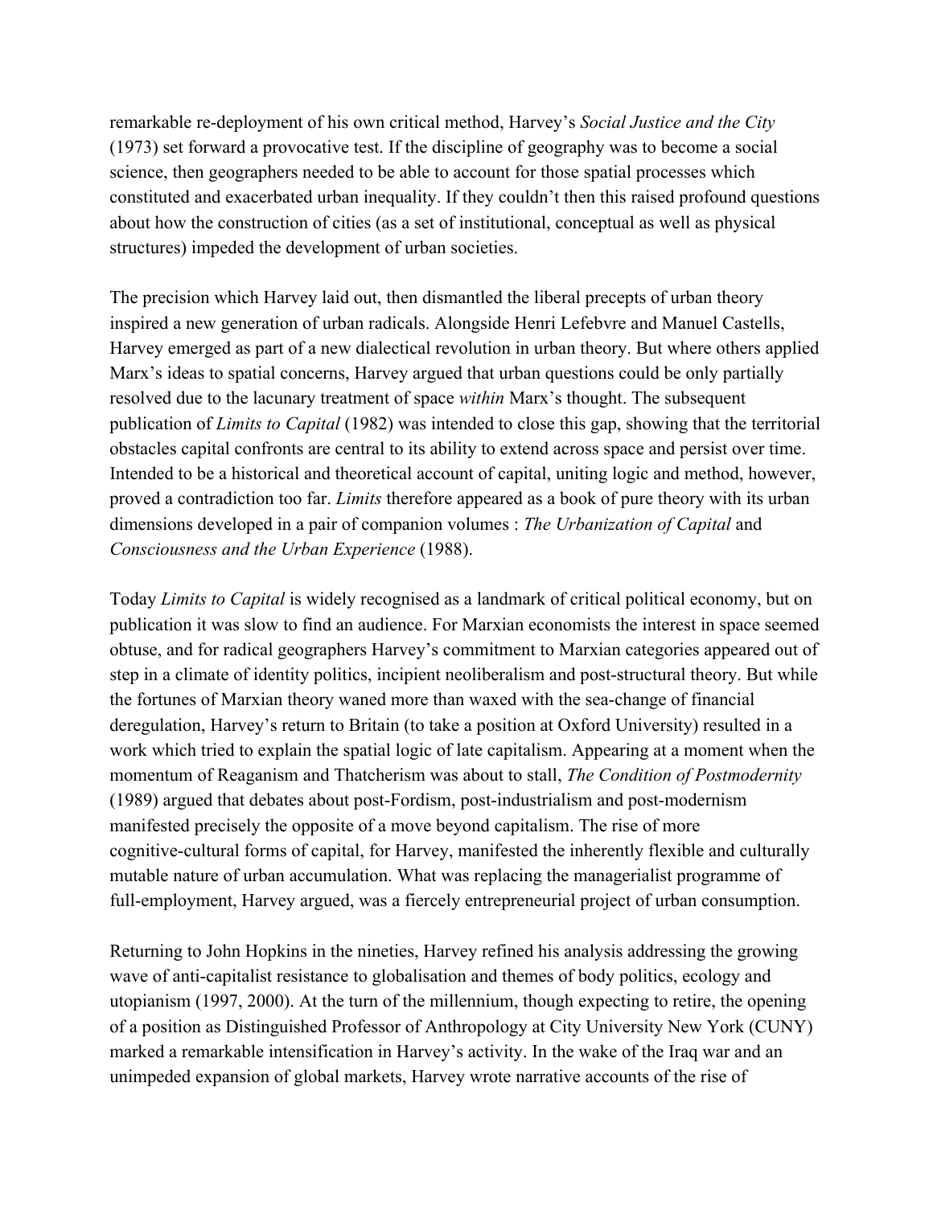remarkable re-deployment of his own critical method, Harvey's *Social Justice and the City* (1973) set forward a provocative test. If the discipline of geography was to become a social science, then geographers needed to be able to account for those spatial processes which constituted and exacerbated urban inequality. If they couldn't then this raised profound questions about how the construction of cities (as a set of institutional, conceptual as well as physical structures) impeded the development of urban societies.

The precision which Harvey laid out, then dismantled the liberal precepts of urban theory inspired a new generation of urban radicals. Alongside Henri Lefebvre and Manuel Castells, Harvey emerged as part of a new dialectical revolution in urban theory. But where others applied Marx's ideas to spatial concerns, Harvey argued that urban questions could be only partially resolved due to the lacunary treatment of space *within* Marx's thought. The subsequent publication of *Limits to Capital* (1982) was intended to close this gap, showing that the territorial obstacles capital confronts are central to its ability to extend across space and persist over time. Intended to be a historical and theoretical account of capital, uniting logic and method, however, proved a contradiction too far. *Limits* therefore appeared as a book of pure theory with its urban dimensions developed in a pair of companion volumes : *The Urbanization of Capital* and *Consciousness and the Urban Experience* (1988).

Today *Limits to Capital* is widely recognised as a landmark of critical political economy, but on publication it was slow to find an audience. For Marxian economists the interest in space seemed obtuse, and for radical geographers Harvey's commitment to Marxian categories appeared out of step in a climate of identity politics, incipient neoliberalism and post-structural theory. But while the fortunes of Marxian theory waned more than waxed with the sea-change of financial deregulation, Harvey's return to Britain (to take a position at Oxford University) resulted in a work which tried to explain the spatial logic of late capitalism. Appearing at a moment when the momentum of Reaganism and Thatcherism was about to stall, *The Condition of Postmodernity* (1989) argued that debates about post-Fordism, post-industrialism and post-modernism manifested precisely the opposite of a move beyond capitalism. The rise of more cognitive-cultural forms of capital, for Harvey, manifested the inherently flexible and culturally mutable nature of urban accumulation. What was replacing the managerialist programme of full-employment, Harvey argued, was a fiercely entrepreneurial project of urban consumption.

Returning to John Hopkins in the nineties, Harvey refined his analysis addressing the growing wave of anti-capitalist resistance to globalisation and themes of body politics, ecology and utopianism (1997, 2000). At the turn of the millennium, though expecting to retire, the opening of a position as Distinguished Professor of Anthropology at City University New York (CUNY) marked a remarkable intensification in Harvey's activity. In the wake of the Iraq war and an unimpeded expansion of global markets, Harvey wrote narrative accounts of the rise of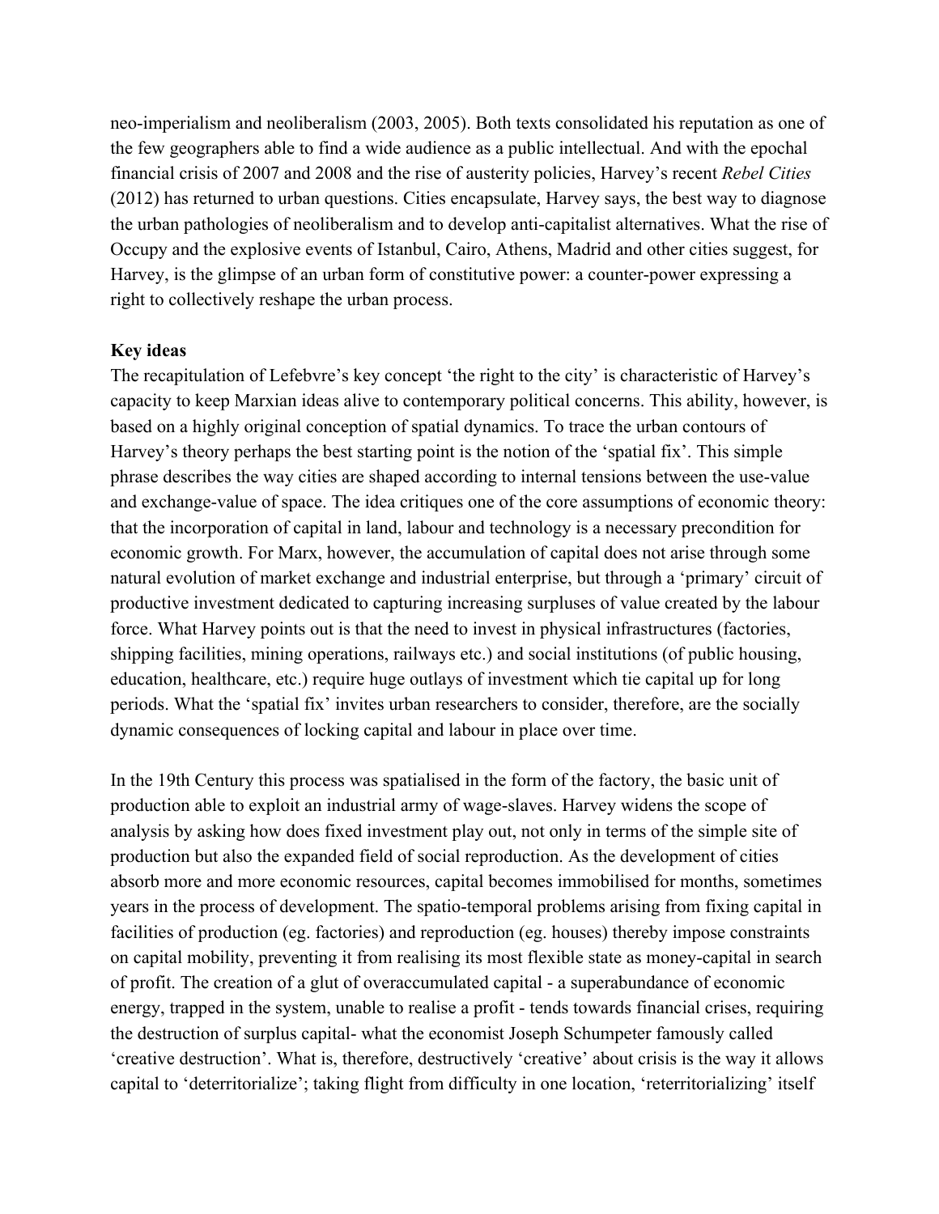neo-imperialism and neoliberalism (2003, 2005). Both texts consolidated his reputation as one of the few geographers able to find a wide audience as a public intellectual. And with the epochal financial crisis of 2007 and 2008 and the rise of austerity policies, Harvey's recent *Rebel Cities* (2012) has returned to urban questions. Cities encapsulate, Harvey says, the best way to diagnose the urban pathologies of neoliberalism and to develop anti-capitalist alternatives. What the rise of Occupy and the explosive events of Istanbul, Cairo, Athens, Madrid and other cities suggest, for Harvey, is the glimpse of an urban form of constitutive power: a counter-power expressing a right to collectively reshape the urban process.

**Key ideas**

The recapitulation of Lefebvre's key concept 'the right to the city' is characteristic of Harvey's capacity to keep Marxian ideas alive to contemporary political concerns. This ability, however, is based on a highly original conception of spatial dynamics. To trace the urban contours of Harvey's theory perhaps the best starting point is the notion of the 'spatial fix'. This simple phrase describes the way cities are shaped according to internal tensions between the use-value and exchange-value of space. The idea critiques one of the core assumptions of economic theory: that the incorporation of capital in land, labour and technology is a necessary precondition for economic growth. For Marx, however, the accumulation of capital does not arise through some natural evolution of market exchange and industrial enterprise, but through a 'primary' circuit of productive investment dedicated to capturing increasing surpluses of value created by the labour force. What Harvey points out is that the need to invest in physical infrastructures (factories, shipping facilities, mining operations, railways etc.) and social institutions (of public housing, education, healthcare, etc.) require huge outlays of investment which tie capital up for long periods. What the 'spatial fix' invites urban researchers to consider, therefore, are the socially dynamic consequences of locking capital and labour in place over time.

In the 19th Century this process was spatialised in the form of the factory, the basic unit of production able to exploit an industrial army of wage-slaves. Harvey widens the scope of analysis by asking how does fixed investment play out, not only in terms of the simple site of production but also the expanded field of social reproduction. As the development of cities absorb more and more economic resources, capital becomes immobilised for months, sometimes years in the process of development. The spatio-temporal problems arising from fixing capital in facilities of production (eg. factories) and reproduction (eg. houses) thereby impose constraints on capital mobility, preventing it from realising its most flexible state as money-capital in search of profit. The creation of a glut of overaccumulated capital - a superabundance of economic energy, trapped in the system, unable to realise a profit - tends towards financial crises, requiring the destruction of surplus capital- what the economist Joseph Schumpeter famously called 'creative destruction'. What is, therefore, destructively 'creative' about crisis is the way it allows capital to 'deterritorialize'; taking flight from difficulty in one location, 'reterritorializing' itself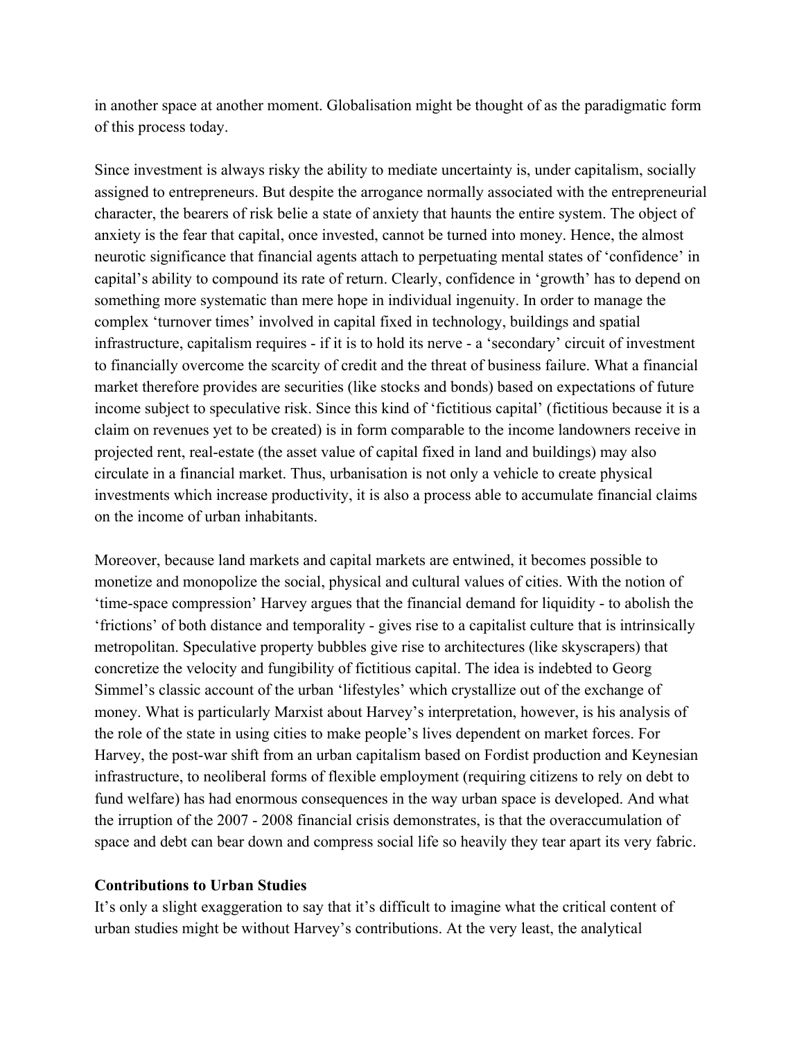in another space at another moment. Globalisation might be thought of as the paradigmatic form of this process today.

Since investment is always risky the ability to mediate uncertainty is, under capitalism, socially assigned to entrepreneurs. But despite the arrogance normally associated with the entrepreneurial character, the bearers of risk belie a state of anxiety that haunts the entire system. The object of anxiety is the fear that capital, once invested, cannot be turned into money. Hence, the almost neurotic significance that financial agents attach to perpetuating mental states of 'confidence' in capital's ability to compound its rate of return. Clearly, confidence in 'growth' has to depend on something more systematic than mere hope in individual ingenuity. In order to manage the complex 'turnover times' involved in capital fixed in technology, buildings and spatial infrastructure, capitalism requires - if it is to hold its nerve - a 'secondary' circuit of investment to financially overcome the scarcity of credit and the threat of business failure. What a financial market therefore provides are securities (like stocks and bonds) based on expectations of future income subject to speculative risk. Since this kind of 'fictitious capital' (fictitious because it is a claim on revenues yet to be created) is in form comparable to the income landowners receive in projected rent, real-estate (the asset value of capital fixed in land and buildings) may also circulate in a financial market. Thus, urbanisation is not only a vehicle to create physical investments which increase productivity, it is also a process able to accumulate financial claims on the income of urban inhabitants.

Moreover, because land markets and capital markets are entwined, it becomes possible to monetize and monopolize the social, physical and cultural values of cities. With the notion of 'time-space compression' Harvey argues that the financial demand for liquidity - to abolish the 'frictions' of both distance and temporality - gives rise to a capitalist culture that is intrinsically metropolitan. Speculative property bubbles give rise to architectures (like skyscrapers) that concretize the velocity and fungibility of fictitious capital. The idea is indebted to Georg Simmel's classic account of the urban 'lifestyles' which crystallize out of the exchange of money. What is particularly Marxist about Harvey's interpretation, however, is his analysis of the role of the state in using cities to make people's lives dependent on market forces. For Harvey, the post-war shift from an urban capitalism based on Fordist production and Keynesian infrastructure, to neoliberal forms of flexible employment (requiring citizens to rely on debt to fund welfare) has had enormous consequences in the way urban space is developed. And what the irruption of the 2007 - 2008 financial crisis demonstrates, is that the overaccumulation of space and debt can bear down and compress social life so heavily they tear apart its very fabric.

**Contributions to Urban Studies**

It's only a slight exaggeration to say that it's difficult to imagine what the critical content of urban studies might be without Harvey's contributions. At the very least, the analytical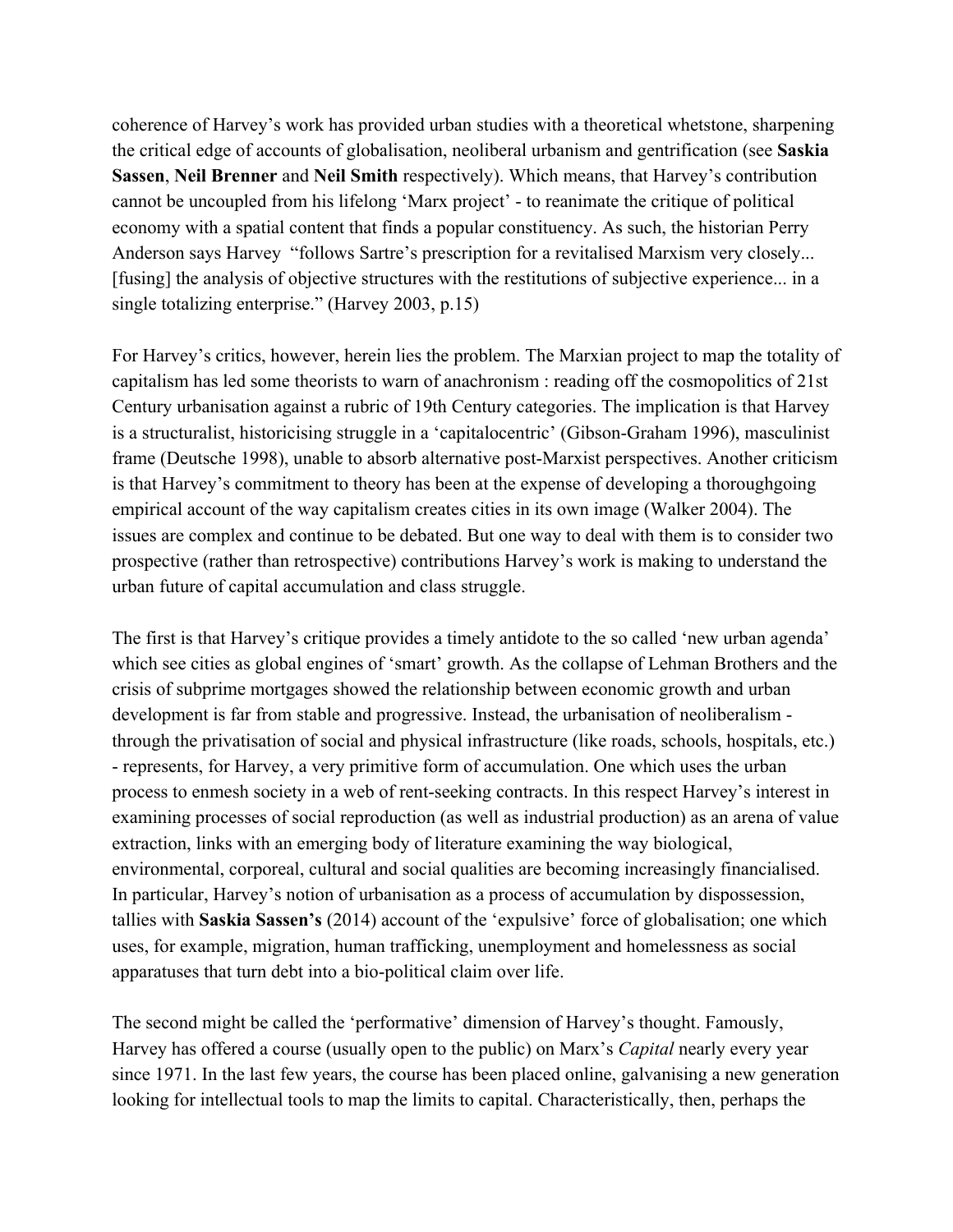coherence of Harvey's work has provided urban studies with a theoretical whetstone, sharpening the critical edge of accounts of globalisation, neoliberal urbanism and gentrification (see **Saskia Sassen**, **Neil Brenner** and **Neil Smith** respectively). Which means, that Harvey's contribution cannot be uncoupled from his lifelong 'Marx project' - to reanimate the critique of political economy with a spatial content that finds a popular constituency. As such, the historian Perry Anderson says Harvey "follows Sartre's prescription for a revitalised Marxism very closely... [fusing] the analysis of objective structures with the restitutions of subjective experience... in a single totalizing enterprise." (Harvey 2003, p.15)

For Harvey's critics, however, herein lies the problem. The Marxian project to map the totality of capitalism has led some theorists to warn of anachronism : reading off the cosmopolitics of 21st Century urbanisation against a rubric of 19th Century categories. The implication is that Harvey is a structuralist, historicising struggle in a 'capitalocentric' (Gibson-Graham 1996), masculinist frame (Deutsche 1998), unable to absorb alternative post-Marxist perspectives. Another criticism is that Harvey's commitment to theory has been at the expense of developing a thoroughgoing empirical account of the way capitalism creates cities in its own image (Walker 2004). The issues are complex and continue to be debated. But one way to deal with them is to consider two prospective (rather than retrospective) contributions Harvey's work is making to understand the urban future of capital accumulation and class struggle.

The first is that Harvey's critique provides a timely antidote to the so called 'new urban agenda' which see cities as global engines of 'smart' growth. As the collapse of Lehman Brothers and the crisis of subprime mortgages showed the relationship between economic growth and urban development is far from stable and progressive. Instead, the urbanisation of neoliberalism - through the privatisation of social and physical infrastructure (like roads, schools, hospitals, etc.) - represents, for Harvey, a very primitive form of accumulation. One which uses the urban process to enmesh society in a web of rent-seeking contracts. In this respect Harvey's interest in examining processes of social reproduction (as well as industrial production) as an arena of value extraction, links with an emerging body of literature examining the way biological, environmental, corporeal, cultural and social qualities are becoming increasingly financialised. In particular, Harvey's notion of urbanisation as a process of accumulation by dispossession, tallies with **Saskia Sassen's** (2014) account of the 'expulsive' force of globalisation; one which uses, for example, migration, human trafficking, unemployment and homelessness as social apparatuses that turn debt into a bio-political claim over life.

The second might be called the 'performative' dimension of Harvey's thought. Famously, Harvey has offered a course (usually open to the public) on Marx's *Capital* nearly every year since 1971. In the last few years, the course has been placed online, galvanising a new generation looking for intellectual tools to map the limits to capital. Characteristically, then, perhaps the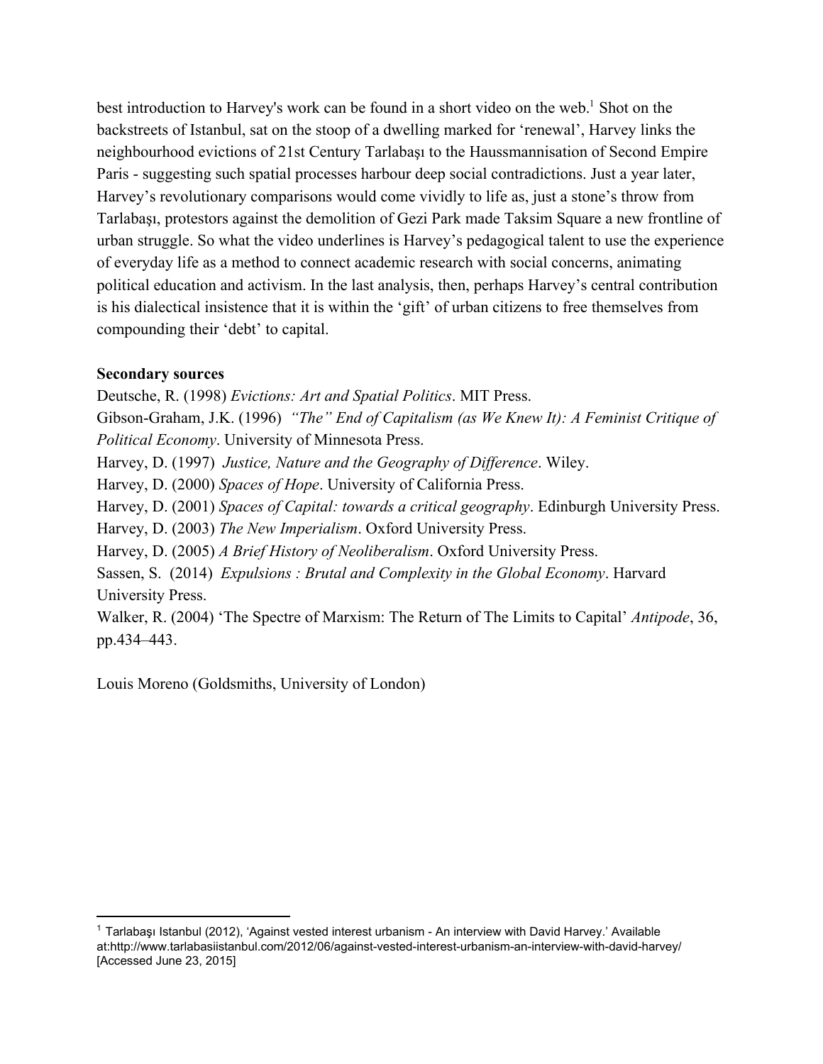best introduction to Harvey's work can be found in a short video on the web.[1] Shot on the backstreets of Istanbul, sat on the stoop of a dwelling marked for 'renewal', Harvey links the neighbourhood evictions of 21st Century Tarlabaşı to the Haussmannisation of Second Empire Paris - suggesting such spatial processes harbour deep social contradictions. Just a year later, Harvey's revolutionary comparisons would come vividly to life as, just a stone's throw from Tarlabaşı, protestors against the demolition of Gezi Park made Taksim Square a new frontline of urban struggle. So what the video underlines is Harvey's pedagogical talent to use the experience of everyday life as a method to connect academic research with social concerns, animating political education and activism. In the last analysis, then, perhaps Harvey's central contribution is his dialectical insistence that it is within the 'gift' of urban citizens to free themselves from compounding their 'debt' to capital.

**Secondary sources**

Deutsche, R. (1998) *Evictions: Art and Spatial Politics*. MIT Press.
Gibson-Graham, J.K. (1996) *"The" End of Capitalism (as We Knew It): A Feminist Critique of Political Economy*. University of Minnesota Press.
Harvey, D. (1997) *Justice, Nature and the Geography of Difference*. Wiley.
Harvey, D. (2000) *Spaces of Hope*. University of California Press.
Harvey, D. (2001) *Spaces of Capital: towards a critical geography*. Edinburgh University Press.
Harvey, D. (2003) *The New Imperialism*. Oxford University Press.
Harvey, D. (2005) *A Brief History of Neoliberalism*. Oxford University Press.
Sassen, S. (2014) *Expulsions : Brutal and Complexity in the Global Economy*. Harvard University Press.
Walker, R. (2004) 'The Spectre of Marxism: The Return of The Limits to Capital' *Antipode*, 36, pp.434–443.

Louis Moreno (Goldsmiths, University of London)

[1] Tarlabaşı Istanbul (2012), 'Against vested interest urbanism - An interview with David Harvey.' Available at:http://www.tarlabasiistanbul.com/2012/06/against-vested-interest-urbanism-an-interview-with-david-harvey/ [Accessed June 23, 2015]